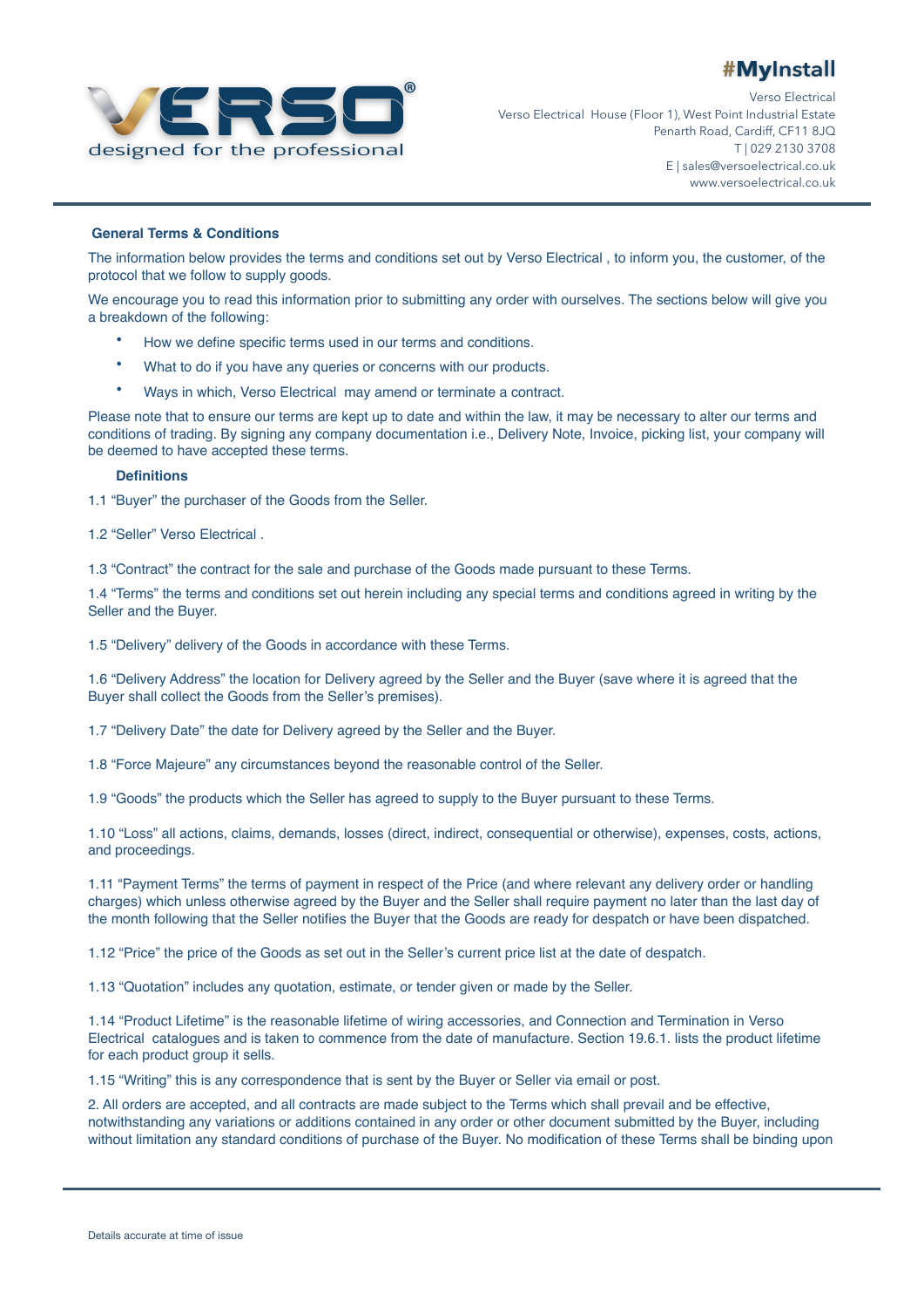#MyInstall

Verso Electrical
Verso Electrical House (Floor 1), West Point Industrial Estate
Penarth Road, Cardiff, CF11 8JQ
T | 029 2130 3708
E | sales@versoelectrical.co.uk
www.versoelectrical.co.uk

## General Terms & Conditions

The information below provides the terms and conditions set out by Verso Electrical , to inform you, the customer, of the protocol that we follow to supply goods.

We encourage you to read this information prior to submitting any order with ourselves. The sections below will give you a breakdown of the following:

- How we define specific terms used in our terms and conditions.
- What to do if you have any queries or concerns with our products.
- Ways in which, Verso Electrical may amend or terminate a contract.

Please note that to ensure our terms are kept up to date and within the law, it may be necessary to alter our terms and conditions of trading. By signing any company documentation i.e., Delivery Note, Invoice, picking list, your company will be deemed to have accepted these terms.

### Definitions

1.1 "Buyer" the purchaser of the Goods from the Seller.

1.2 "Seller" Verso Electrical .

1.3 "Contract" the contract for the sale and purchase of the Goods made pursuant to these Terms.

1.4 "Terms" the terms and conditions set out herein including any special terms and conditions agreed in writing by the Seller and the Buyer.

1.5 "Delivery" delivery of the Goods in accordance with these Terms.

1.6 "Delivery Address" the location for Delivery agreed by the Seller and the Buyer (save where it is agreed that the Buyer shall collect the Goods from the Seller's premises).

1.7 "Delivery Date" the date for Delivery agreed by the Seller and the Buyer.

1.8 "Force Majeure" any circumstances beyond the reasonable control of the Seller.

1.9 "Goods" the products which the Seller has agreed to supply to the Buyer pursuant to these Terms.

1.10 "Loss" all actions, claims, demands, losses (direct, indirect, consequential or otherwise), expenses, costs, actions, and proceedings.

1.11 "Payment Terms" the terms of payment in respect of the Price (and where relevant any delivery order or handling charges) which unless otherwise agreed by the Buyer and the Seller shall require payment no later than the last day of the month following that the Seller notifies the Buyer that the Goods are ready for despatch or have been dispatched.

1.12 "Price" the price of the Goods as set out in the Seller's current price list at the date of despatch.

1.13 "Quotation" includes any quotation, estimate, or tender given or made by the Seller.

1.14 "Product Lifetime" is the reasonable lifetime of wiring accessories, and Connection and Termination in Verso Electrical catalogues and is taken to commence from the date of manufacture. Section 19.6.1. lists the product lifetime for each product group it sells.

1.15 "Writing" this is any correspondence that is sent by the Buyer or Seller via email or post.

2. All orders are accepted, and all contracts are made subject to the Terms which shall prevail and be effective, notwithstanding any variations or additions contained in any order or other document submitted by the Buyer, including without limitation any standard conditions of purchase of the Buyer. No modification of these Terms shall be binding upon

Details accurate at time of issue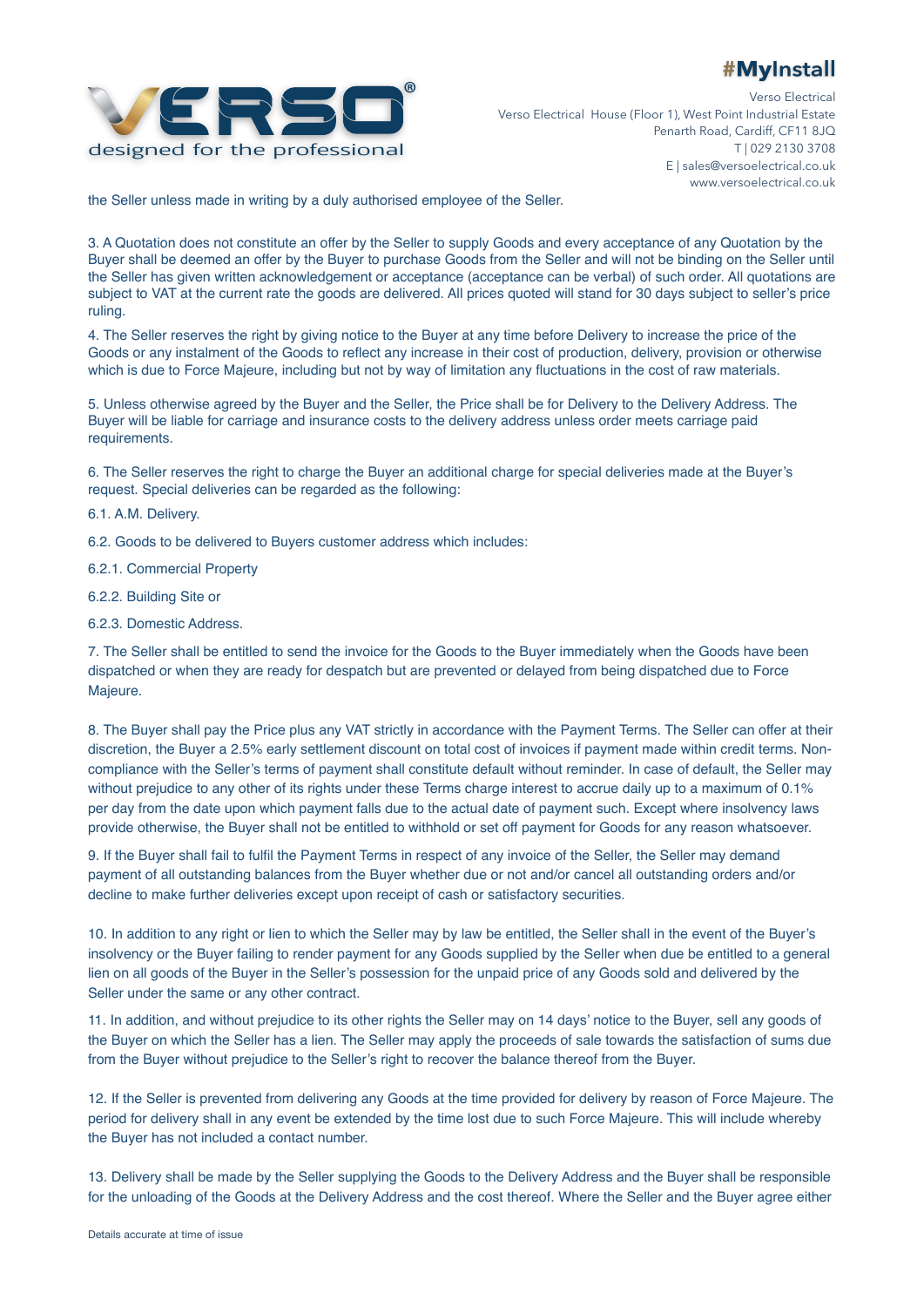the Seller unless made in writing by a duly authorised employee of the Seller.

3. A Quotation does not constitute an offer by the Seller to supply Goods and every acceptance of any Quotation by the Buyer shall be deemed an offer by the Buyer to purchase Goods from the Seller and will not be binding on the Seller until the Seller has given written acknowledgement or acceptance (acceptance can be verbal) of such order. All quotations are subject to VAT at the current rate the goods are delivered. All prices quoted will stand for 30 days subject to seller's price ruling.

4. The Seller reserves the right by giving notice to the Buyer at any time before Delivery to increase the price of the Goods or any instalment of the Goods to reflect any increase in their cost of production, delivery, provision or otherwise which is due to Force Majeure, including but not by way of limitation any fluctuations in the cost of raw materials.

5. Unless otherwise agreed by the Buyer and the Seller, the Price shall be for Delivery to the Delivery Address. The Buyer will be liable for carriage and insurance costs to the delivery address unless order meets carriage paid requirements.

6. The Seller reserves the right to charge the Buyer an additional charge for special deliveries made at the Buyer's request. Special deliveries can be regarded as the following:

6.1. A.M. Delivery.

6.2. Goods to be delivered to Buyers customer address which includes:

6.2.1. Commercial Property

6.2.2. Building Site or

6.2.3. Domestic Address.

7. The Seller shall be entitled to send the invoice for the Goods to the Buyer immediately when the Goods have been dispatched or when they are ready for despatch but are prevented or delayed from being dispatched due to Force Majeure.

8. The Buyer shall pay the Price plus any VAT strictly in accordance with the Payment Terms. The Seller can offer at their discretion, the Buyer a 2.5% early settlement discount on total cost of invoices if payment made within credit terms. Non-compliance with the Seller's terms of payment shall constitute default without reminder. In case of default, the Seller may without prejudice to any other of its rights under these Terms charge interest to accrue daily up to a maximum of 0.1% per day from the date upon which payment falls due to the actual date of payment such. Except where insolvency laws provide otherwise, the Buyer shall not be entitled to withhold or set off payment for Goods for any reason whatsoever.

9. If the Buyer shall fail to fulfil the Payment Terms in respect of any invoice of the Seller, the Seller may demand payment of all outstanding balances from the Buyer whether due or not and/or cancel all outstanding orders and/or decline to make further deliveries except upon receipt of cash or satisfactory securities.

10. In addition to any right or lien to which the Seller may by law be entitled, the Seller shall in the event of the Buyer's insolvency or the Buyer failing to render payment for any Goods supplied by the Seller when due be entitled to a general lien on all goods of the Buyer in the Seller's possession for the unpaid price of any Goods sold and delivered by the Seller under the same or any other contract.

11. In addition, and without prejudice to its other rights the Seller may on 14 days' notice to the Buyer, sell any goods of the Buyer on which the Seller has a lien. The Seller may apply the proceeds of sale towards the satisfaction of sums due from the Buyer without prejudice to the Seller's right to recover the balance thereof from the Buyer.

12. If the Seller is prevented from delivering any Goods at the time provided for delivery by reason of Force Majeure. The period for delivery shall in any event be extended by the time lost due to such Force Majeure. This will include whereby the Buyer has not included a contact number.

13. Delivery shall be made by the Seller supplying the Goods to the Delivery Address and the Buyer shall be responsible for the unloading of the Goods at the Delivery Address and the cost thereof. Where the Seller and the Buyer agree either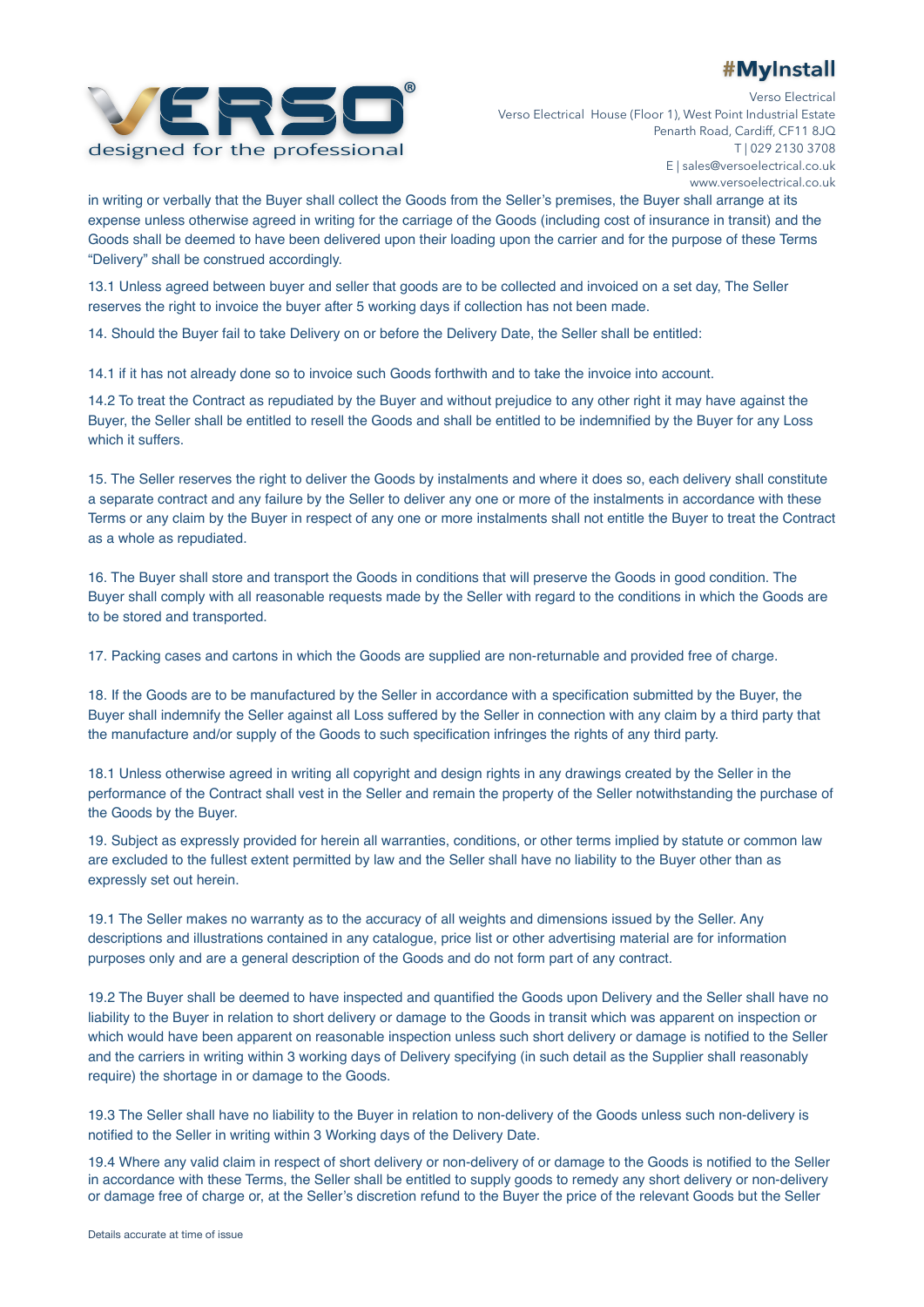in writing or verbally that the Buyer shall collect the Goods from the Seller's premises, the Buyer shall arrange at its expense unless otherwise agreed in writing for the carriage of the Goods (including cost of insurance in transit) and the Goods shall be deemed to have been delivered upon their loading upon the carrier and for the purpose of these Terms "Delivery" shall be construed accordingly.

13.1 Unless agreed between buyer and seller that goods are to be collected and invoiced on a set day, The Seller reserves the right to invoice the buyer after 5 working days if collection has not been made.

14. Should the Buyer fail to take Delivery on or before the Delivery Date, the Seller shall be entitled:

14.1 if it has not already done so to invoice such Goods forthwith and to take the invoice into account.

14.2 To treat the Contract as repudiated by the Buyer and without prejudice to any other right it may have against the Buyer, the Seller shall be entitled to resell the Goods and shall be entitled to be indemnified by the Buyer for any Loss which it suffers.

15. The Seller reserves the right to deliver the Goods by instalments and where it does so, each delivery shall constitute a separate contract and any failure by the Seller to deliver any one or more of the instalments in accordance with these Terms or any claim by the Buyer in respect of any one or more instalments shall not entitle the Buyer to treat the Contract as a whole as repudiated.

16. The Buyer shall store and transport the Goods in conditions that will preserve the Goods in good condition. The Buyer shall comply with all reasonable requests made by the Seller with regard to the conditions in which the Goods are to be stored and transported.

17. Packing cases and cartons in which the Goods are supplied are non-returnable and provided free of charge.

18. If the Goods are to be manufactured by the Seller in accordance with a specification submitted by the Buyer, the Buyer shall indemnify the Seller against all Loss suffered by the Seller in connection with any claim by a third party that the manufacture and/or supply of the Goods to such specification infringes the rights of any third party.

18.1 Unless otherwise agreed in writing all copyright and design rights in any drawings created by the Seller in the performance of the Contract shall vest in the Seller and remain the property of the Seller notwithstanding the purchase of the Goods by the Buyer.

19. Subject as expressly provided for herein all warranties, conditions, or other terms implied by statute or common law are excluded to the fullest extent permitted by law and the Seller shall have no liability to the Buyer other than as expressly set out herein.

19.1 The Seller makes no warranty as to the accuracy of all weights and dimensions issued by the Seller. Any descriptions and illustrations contained in any catalogue, price list or other advertising material are for information purposes only and are a general description of the Goods and do not form part of any contract.

19.2 The Buyer shall be deemed to have inspected and quantified the Goods upon Delivery and the Seller shall have no liability to the Buyer in relation to short delivery or damage to the Goods in transit which was apparent on inspection or which would have been apparent on reasonable inspection unless such short delivery or damage is notified to the Seller and the carriers in writing within 3 working days of Delivery specifying (in such detail as the Supplier shall reasonably require) the shortage in or damage to the Goods.

19.3 The Seller shall have no liability to the Buyer in relation to non-delivery of the Goods unless such non-delivery is notified to the Seller in writing within 3 Working days of the Delivery Date.

19.4 Where any valid claim in respect of short delivery or non-delivery of or damage to the Goods is notified to the Seller in accordance with these Terms, the Seller shall be entitled to supply goods to remedy any short delivery or non-delivery or damage free of charge or, at the Seller's discretion refund to the Buyer the price of the relevant Goods but the Seller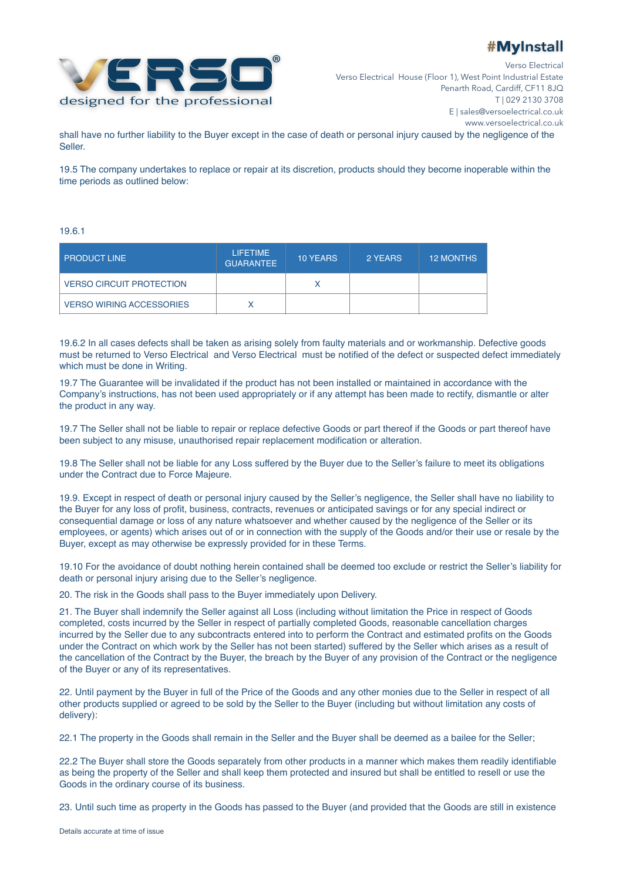shall have no further liability to the Buyer except in the case of death or personal injury caused by the negligence of the Seller.

19.5 The company undertakes to replace or repair at its discretion, products should they become inoperable within the time periods as outlined below:

19.6.1

| PRODUCT LINE | LIFETIME GUARANTEE | 10 YEARS | 2 YEARS | 12 MONTHS |
|---|---|---|---|---|
| VERSO CIRCUIT PROTECTION | | X | | |
| VERSO WIRING ACCESSORIES | X | | | |

19.6.2 In all cases defects shall be taken as arising solely from faulty materials and or workmanship. Defective goods must be returned to Verso Electrical and Verso Electrical must be notified of the defect or suspected defect immediately which must be done in Writing.

19.7 The Guarantee will be invalidated if the product has not been installed or maintained in accordance with the Company's instructions, has not been used appropriately or if any attempt has been made to rectify, dismantle or alter the product in any way.

19.7 The Seller shall not be liable to repair or replace defective Goods or part thereof if the Goods or part thereof have been subject to any misuse, unauthorised repair replacement modification or alteration.

19.8 The Seller shall not be liable for any Loss suffered by the Buyer due to the Seller's failure to meet its obligations under the Contract due to Force Majeure.

19.9. Except in respect of death or personal injury caused by the Seller's negligence, the Seller shall have no liability to the Buyer for any loss of profit, business, contracts, revenues or anticipated savings or for any special indirect or consequential damage or loss of any nature whatsoever and whether caused by the negligence of the Seller or its employees, or agents) which arises out of or in connection with the supply of the Goods and/or their use or resale by the Buyer, except as may otherwise be expressly provided for in these Terms.

19.10 For the avoidance of doubt nothing herein contained shall be deemed too exclude or restrict the Seller's liability for death or personal injury arising due to the Seller's negligence.

20. The risk in the Goods shall pass to the Buyer immediately upon Delivery.

21. The Buyer shall indemnify the Seller against all Loss (including without limitation the Price in respect of Goods completed, costs incurred by the Seller in respect of partially completed Goods, reasonable cancellation charges incurred by the Seller due to any subcontracts entered into to perform the Contract and estimated profits on the Goods under the Contract on which work by the Seller has not been started) suffered by the Seller which arises as a result of the cancellation of the Contract by the Buyer, the breach by the Buyer of any provision of the Contract or the negligence of the Buyer or any of its representatives.

22. Until payment by the Buyer in full of the Price of the Goods and any other monies due to the Seller in respect of all other products supplied or agreed to be sold by the Seller to the Buyer (including but without limitation any costs of delivery):

22.1 The property in the Goods shall remain in the Seller and the Buyer shall be deemed as a bailee for the Seller;

22.2 The Buyer shall store the Goods separately from other products in a manner which makes them readily identifiable as being the property of the Seller and shall keep them protected and insured but shall be entitled to resell or use the Goods in the ordinary course of its business.

23. Until such time as property in the Goods has passed to the Buyer (and provided that the Goods are still in existence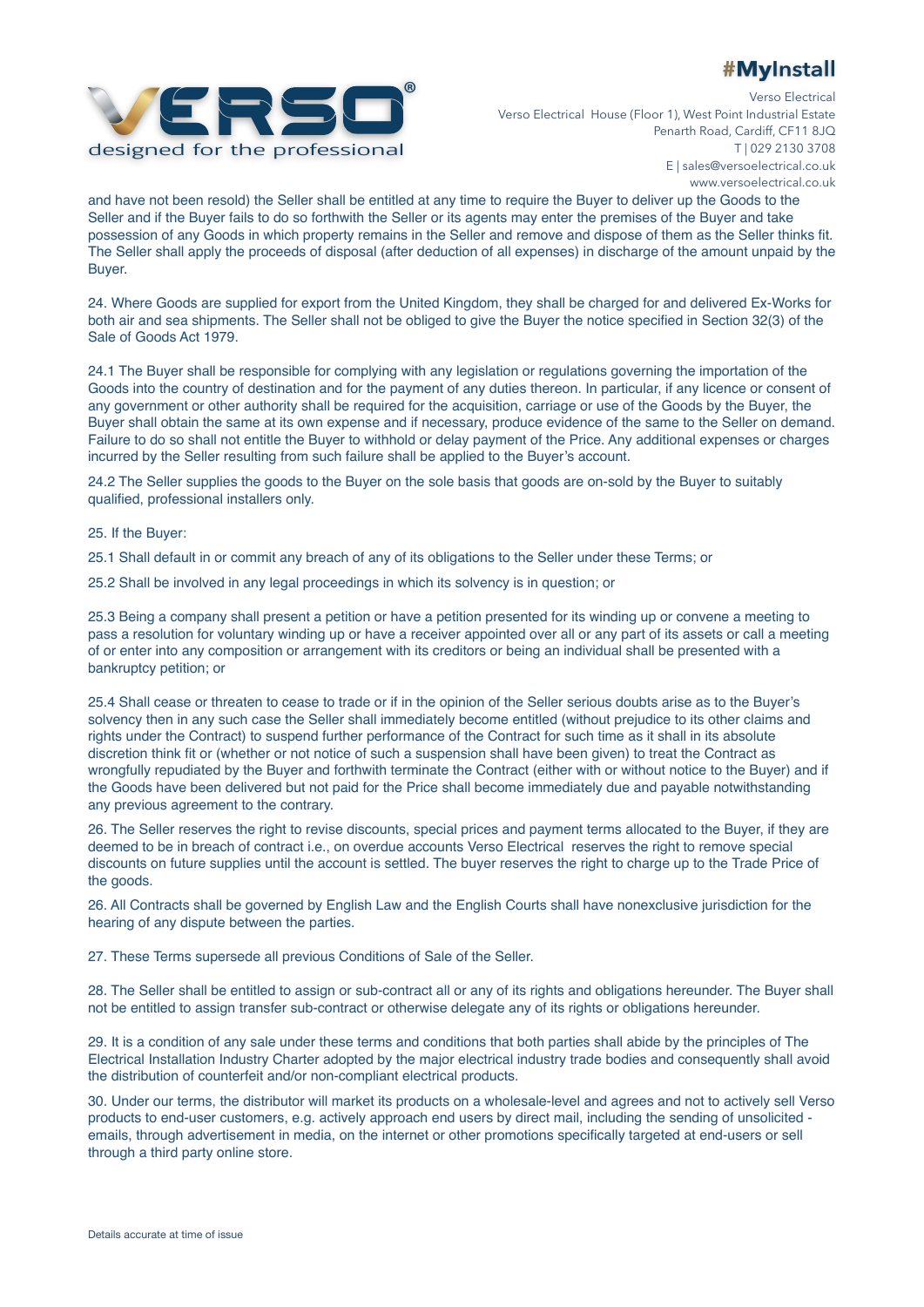and have not been resold) the Seller shall be entitled at any time to require the Buyer to deliver up the Goods to the Seller and if the Buyer fails to do so forthwith the Seller or its agents may enter the premises of the Buyer and take possession of any Goods in which property remains in the Seller and remove and dispose of them as the Seller thinks fit. The Seller shall apply the proceeds of disposal (after deduction of all expenses) in discharge of the amount unpaid by the Buyer.

24. Where Goods are supplied for export from the United Kingdom, they shall be charged for and delivered Ex-Works for both air and sea shipments. The Seller shall not be obliged to give the Buyer the notice specified in Section 32(3) of the Sale of Goods Act 1979.

24.1 The Buyer shall be responsible for complying with any legislation or regulations governing the importation of the Goods into the country of destination and for the payment of any duties thereon. In particular, if any licence or consent of any government or other authority shall be required for the acquisition, carriage or use of the Goods by the Buyer, the Buyer shall obtain the same at its own expense and if necessary, produce evidence of the same to the Seller on demand. Failure to do so shall not entitle the Buyer to withhold or delay payment of the Price. Any additional expenses or charges incurred by the Seller resulting from such failure shall be applied to the Buyer's account.

24.2 The Seller supplies the goods to the Buyer on the sole basis that goods are on-sold by the Buyer to suitably qualified, professional installers only.

25. If the Buyer:

25.1 Shall default in or commit any breach of any of its obligations to the Seller under these Terms; or

25.2 Shall be involved in any legal proceedings in which its solvency is in question; or

25.3 Being a company shall present a petition or have a petition presented for its winding up or convene a meeting to pass a resolution for voluntary winding up or have a receiver appointed over all or any part of its assets or call a meeting of or enter into any composition or arrangement with its creditors or being an individual shall be presented with a bankruptcy petition; or

25.4 Shall cease or threaten to cease to trade or if in the opinion of the Seller serious doubts arise as to the Buyer's solvency then in any such case the Seller shall immediately become entitled (without prejudice to its other claims and rights under the Contract) to suspend further performance of the Contract for such time as it shall in its absolute discretion think fit or (whether or not notice of such a suspension shall have been given) to treat the Contract as wrongfully repudiated by the Buyer and forthwith terminate the Contract (either with or without notice to the Buyer) and if the Goods have been delivered but not paid for the Price shall become immediately due and payable notwithstanding any previous agreement to the contrary.

26. The Seller reserves the right to revise discounts, special prices and payment terms allocated to the Buyer, if they are deemed to be in breach of contract i.e., on overdue accounts Verso Electrical reserves the right to remove special discounts on future supplies until the account is settled. The buyer reserves the right to charge up to the Trade Price of the goods.

26. All Contracts shall be governed by English Law and the English Courts shall have nonexclusive jurisdiction for the hearing of any dispute between the parties.

27. These Terms supersede all previous Conditions of Sale of the Seller.

28. The Seller shall be entitled to assign or sub-contract all or any of its rights and obligations hereunder. The Buyer shall not be entitled to assign transfer sub-contract or otherwise delegate any of its rights or obligations hereunder.

29. It is a condition of any sale under these terms and conditions that both parties shall abide by the principles of The Electrical Installation Industry Charter adopted by the major electrical industry trade bodies and consequently shall avoid the distribution of counterfeit and/or non-compliant electrical products.

30. Under our terms, the distributor will market its products on a wholesale-level and agrees and not to actively sell Verso products to end-user customers, e.g. actively approach end users by direct mail, including the sending of unsolicited - emails, through advertisement in media, on the internet or other promotions specifically targeted at end-users or sell through a third party online store.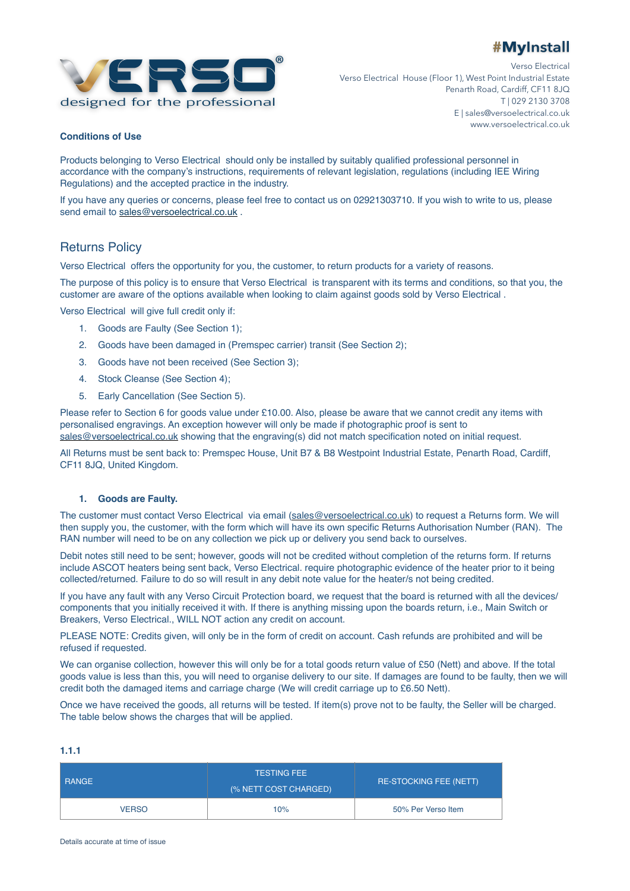#MyInstall

Verso Electrical
Verso Electrical House (Floor 1), West Point Industrial Estate
Penarth Road, Cardiff, CF11 8JQ
T | 029 2130 3708
E | sales@versoelectrical.co.uk
www.versoelectrical.co.uk

**Conditions of Use**

Products belonging to Verso Electrical should only be installed by suitably qualified professional personnel in accordance with the company's instructions, requirements of relevant legislation, regulations (including IEE Wiring Regulations) and the accepted practice in the industry.

If you have any queries or concerns, please feel free to contact us on 02921303710. If you wish to write to us, please send email to sales@versoelectrical.co.uk .

## Returns Policy

Verso Electrical offers the opportunity for you, the customer, to return products for a variety of reasons.

The purpose of this policy is to ensure that Verso Electrical is transparent with its terms and conditions, so that you, the customer are aware of the options available when looking to claim against goods sold by Verso Electrical .

Verso Electrical will give full credit only if:

1. Goods are Faulty (See Section 1);
2. Goods have been damaged in (Premspec carrier) transit (See Section 2);
3. Goods have not been received (See Section 3);
4. Stock Cleanse (See Section 4);
5. Early Cancellation (See Section 5).

Please refer to Section 6 for goods value under £10.00. Also, please be aware that we cannot credit any items with personalised engravings. An exception however will only be made if photographic proof is sent to sales@versoelectrical.co.uk showing that the engraving(s) did not match specification noted on initial request.

All Returns must be sent back to: Premspec House, Unit B7 & B8 Westpoint Industrial Estate, Penarth Road, Cardiff, CF11 8JQ, United Kingdom.

### 1. Goods are Faulty.

The customer must contact Verso Electrical via email (sales@versoelectrical.co.uk) to request a Returns form. We will then supply you, the customer, with the form which will have its own specific Returns Authorisation Number (RAN). The RAN number will need to be on any collection we pick up or delivery you send back to ourselves.

Debit notes still need to be sent; however, goods will not be credited without completion of the returns form. If returns include ASCOT heaters being sent back, Verso Electrical. require photographic evidence of the heater prior to it being collected/returned. Failure to do so will result in any debit note value for the heater/s not being credited.

If you have any fault with any Verso Circuit Protection board, we request that the board is returned with all the devices/ components that you initially received it with. If there is anything missing upon the boards return, i.e., Main Switch or Breakers, Verso Electrical., WILL NOT action any credit on account.

PLEASE NOTE: Credits given, will only be in the form of credit on account. Cash refunds are prohibited and will be refused if requested.

We can organise collection, however this will only be for a total goods return value of £50 (Nett) and above. If the total goods value is less than this, you will need to organise delivery to our site. If damages are found to be faulty, then we will credit both the damaged items and carriage charge (We will credit carriage up to £6.50 Nett).

Once we have received the goods, all returns will be tested. If item(s) prove not to be faulty, the Seller will be charged. The table below shows the charges that will be applied.

**1.1.1**

| RANGE | TESTING FEE (% NETT COST CHARGED) | RE-STOCKING FEE (NETT) |
|---|---|---|
| VERSO | 10% | 50% Per Verso Item |

Details accurate at time of issue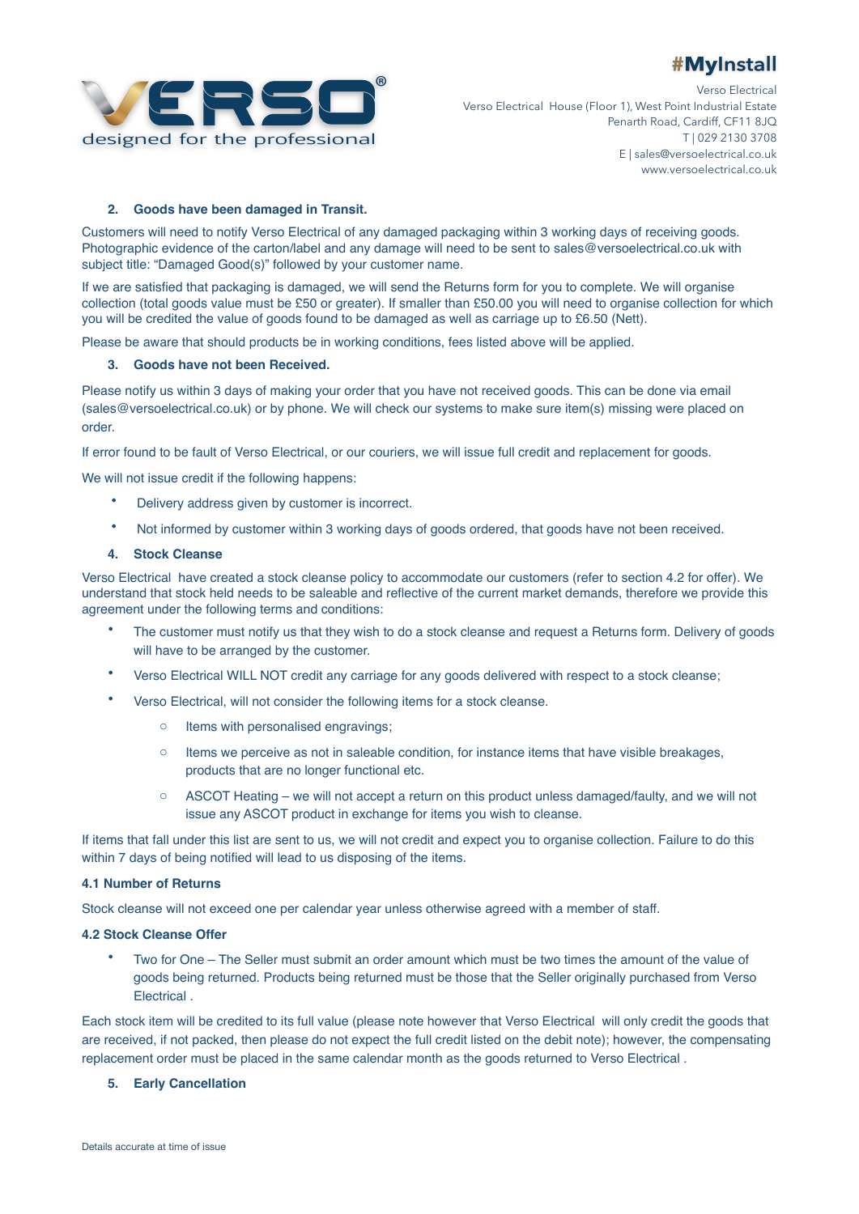### 2. Goods have been damaged in Transit.

Customers will need to notify Verso Electrical of any damaged packaging within 3 working days of receiving goods. Photographic evidence of the carton/label and any damage will need to be sent to sales@versoelectrical.co.uk with subject title: "Damaged Good(s)" followed by your customer name.

If we are satisfied that packaging is damaged, we will send the Returns form for you to complete. We will organise collection (total goods value must be £50 or greater). If smaller than £50.00 you will need to organise collection for which you will be credited the value of goods found to be damaged as well as carriage up to £6.50 (Nett).

Please be aware that should products be in working conditions, fees listed above will be applied.

### 3. Goods have not been Received.

Please notify us within 3 days of making your order that you have not received goods. This can be done via email (sales@versoelectrical.co.uk) or by phone. We will check our systems to make sure item(s) missing were placed on order.

If error found to be fault of Verso Electrical, or our couriers, we will issue full credit and replacement for goods.

We will not issue credit if the following happens:

- Delivery address given by customer is incorrect.
- Not informed by customer within 3 working days of goods ordered, that goods have not been received.

### 4. Stock Cleanse

Verso Electrical have created a stock cleanse policy to accommodate our customers (refer to section 4.2 for offer). We understand that stock held needs to be saleable and reflective of the current market demands, therefore we provide this agreement under the following terms and conditions:

- The customer must notify us that they wish to do a stock cleanse and request a Returns form. Delivery of goods will have to be arranged by the customer.
- Verso Electrical WILL NOT credit any carriage for any goods delivered with respect to a stock cleanse;
- Verso Electrical, will not consider the following items for a stock cleanse.
    - Items with personalised engravings;
    - Items we perceive as not in saleable condition, for instance items that have visible breakages, products that are no longer functional etc.
    - ASCOT Heating – we will not accept a return on this product unless damaged/faulty, and we will not issue any ASCOT product in exchange for items you wish to cleanse.

If items that fall under this list are sent to us, we will not credit and expect you to organise collection. Failure to do this within 7 days of being notified will lead to us disposing of the items.

#### 4.1 Number of Returns

Stock cleanse will not exceed one per calendar year unless otherwise agreed with a member of staff.

#### 4.2 Stock Cleanse Offer

- Two for One – The Seller must submit an order amount which must be two times the amount of the value of goods being returned. Products being returned must be those that the Seller originally purchased from Verso Electrical .

Each stock item will be credited to its full value (please note however that Verso Electrical will only credit the goods that are received, if not packed, then please do not expect the full credit listed on the debit note); however, the compensating replacement order must be placed in the same calendar month as the goods returned to Verso Electrical .

### 5. Early Cancellation

Details accurate at time of issue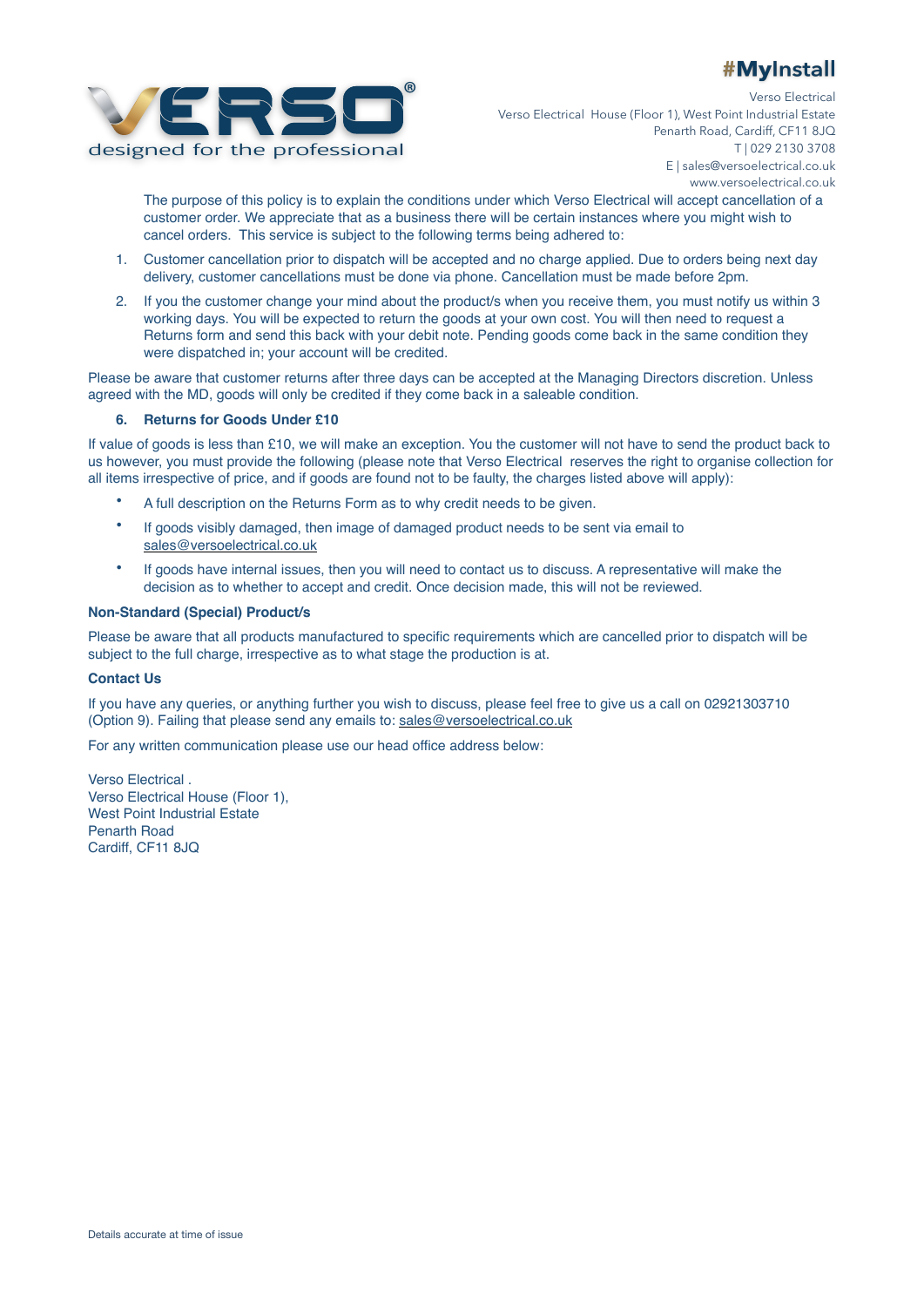The purpose of this policy is to explain the conditions under which Verso Electrical will accept cancellation of a customer order. We appreciate that as a business there will be certain instances where you might wish to cancel orders. This service is subject to the following terms being adhered to:

1. Customer cancellation prior to dispatch will be accepted and no charge applied. Due to orders being next day delivery, customer cancellations must be done via phone. Cancellation must be made before 2pm.
2. If you the customer change your mind about the product/s when you receive them, you must notify us within 3 working days. You will be expected to return the goods at your own cost. You will then need to request a Returns form and send this back with your debit note. Pending goods come back in the same condition they were dispatched in; your account will be credited.

Please be aware that customer returns after three days can be accepted at the Managing Directors discretion. Unless agreed with the MD, goods will only be credited if they come back in a saleable condition.

### 6. Returns for Goods Under £10

If value of goods is less than £10, we will make an exception. You the customer will not have to send the product back to us however, you must provide the following (please note that Verso Electrical reserves the right to organise collection for all items irrespective of price, and if goods are found not to be faulty, the charges listed above will apply):

- A full description on the Returns Form as to why credit needs to be given.
- If goods visibly damaged, then image of damaged product needs to be sent via email to sales@versoelectrical.co.uk
- If goods have internal issues, then you will need to contact us to discuss. A representative will make the decision as to whether to accept and credit. Once decision made, this will not be reviewed.

### Non-Standard (Special) Product/s

Please be aware that all products manufactured to specific requirements which are cancelled prior to dispatch will be subject to the full charge, irrespective as to what stage the production is at.

### Contact Us

If you have any queries, or anything further you wish to discuss, please feel free to give us a call on 02921303710 (Option 9). Failing that please send any emails to: sales@versoelectrical.co.uk

For any written communication please use our head office address below:

Verso Electrical .
Verso Electrical House (Floor 1),
West Point Industrial Estate
Penarth Road
Cardiff, CF11 8JQ